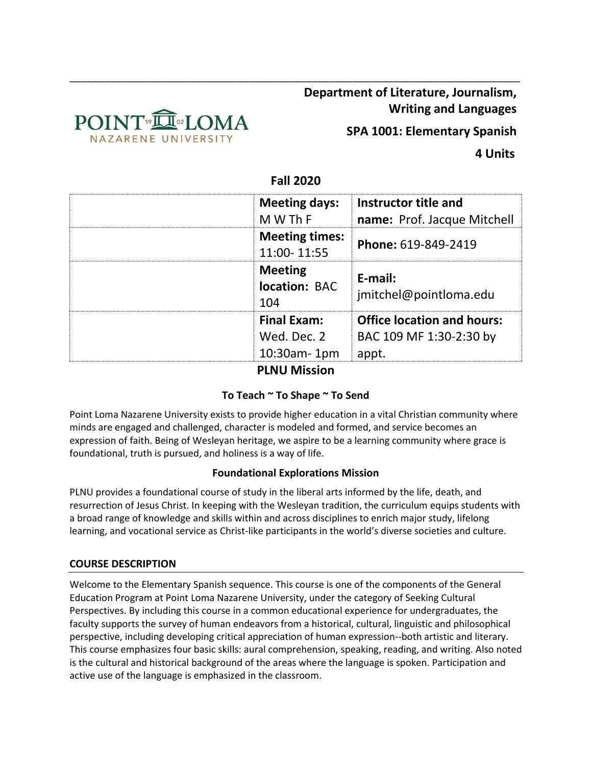**Department of Literature, Journalism, Writing and Languages**

**SPA 1001: Elementary Spanish**

**4 Units**

**Fall 2020**

| | **Meeting days:** M W Th F | **Instructor title and name:** Prof. Jacque Mitchell |
|---|---|---|
| | **Meeting times:** 11:00- 11:55 | **Phone:** 619-849-2419 |
| | **Meeting location:** BAC 104 | **E-mail:** jmitchel@pointloma.edu |
| | **Final Exam:** Wed. Dec. 2 10:30am- 1pm | **Office location and hours:** BAC 109 MF 1:30-2:30 by appt. |

## PLNU Mission

### To Teach ~ To Shape ~ To Send

Point Loma Nazarene University exists to provide higher education in a vital Christian community where minds are engaged and challenged, character is modeled and formed, and service becomes an expression of faith. Being of Wesleyan heritage, we aspire to be a learning community where grace is foundational, truth is pursued, and holiness is a way of life.

### Foundational Explorations Mission

PLNU provides a foundational course of study in the liberal arts informed by the life, death, and resurrection of Jesus Christ. In keeping with the Wesleyan tradition, the curriculum equips students with a broad range of knowledge and skills within and across disciplines to enrich major study, lifelong learning, and vocational service as Christ-like participants in the world's diverse societies and culture.

## COURSE DESCRIPTION

Welcome to the Elementary Spanish sequence. This course is one of the components of the General Education Program at Point Loma Nazarene University, under the category of Seeking Cultural Perspectives. By including this course in a common educational experience for undergraduates, the faculty supports the survey of human endeavors from a historical, cultural, linguistic and philosophical perspective, including developing critical appreciation of human expression--both artistic and literary. This course emphasizes four basic skills: aural comprehension, speaking, reading, and writing. Also noted is the cultural and historical background of the areas where the language is spoken. Participation and active use of the language is emphasized in the classroom.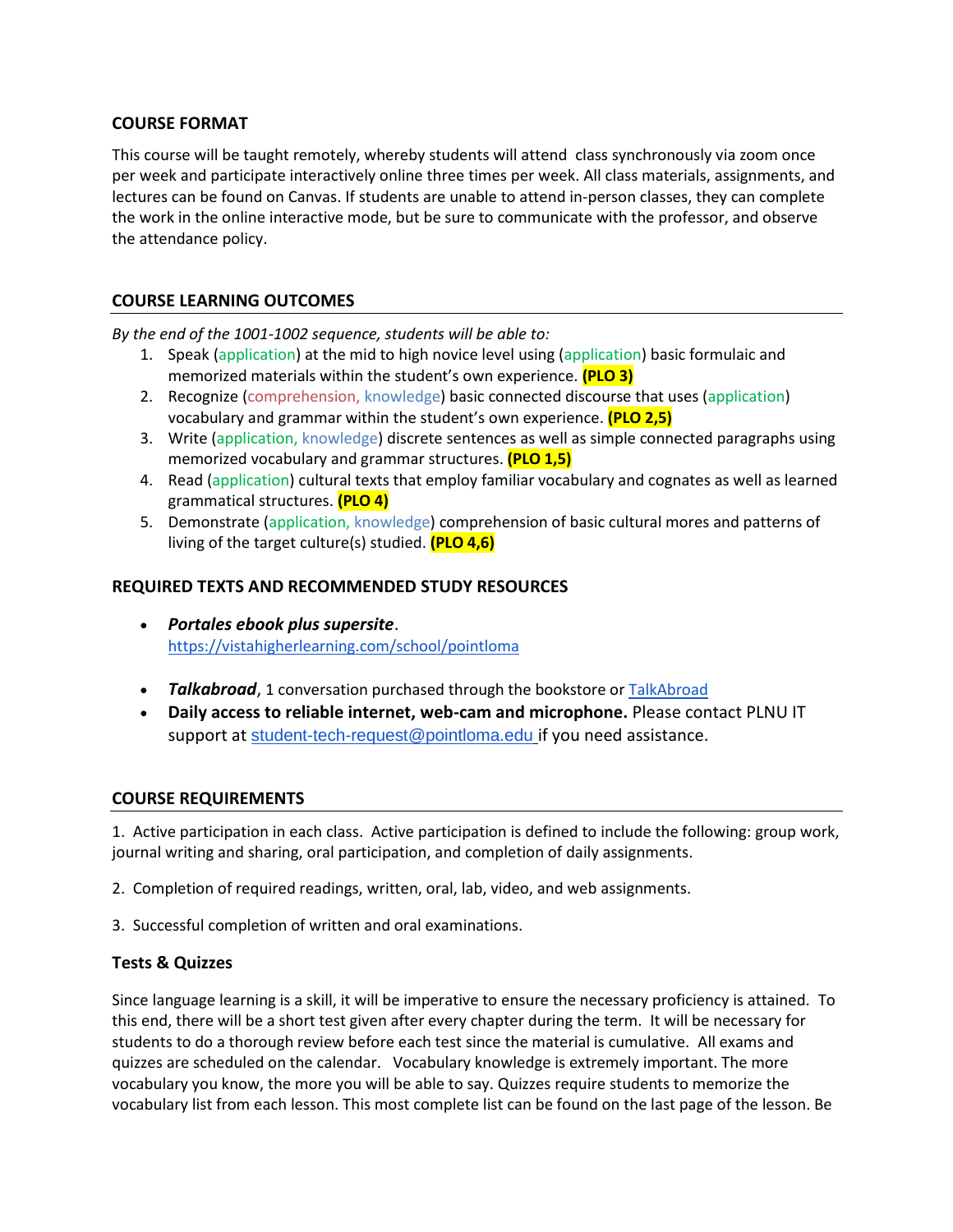## COURSE FORMAT

This course will be taught remotely, whereby students will attend class synchronously via zoom once per week and participate interactively online three times per week. All class materials, assignments, and lectures can be found on Canvas. If students are unable to attend in-person classes, they can complete the work in the online interactive mode, but be sure to communicate with the professor, and observe the attendance policy.

## COURSE LEARNING OUTCOMES

*By the end of the 1001-1002 sequence, students will be able to:*

1. Speak (application) at the mid to high novice level using (application) basic formulaic and memorized materials within the student's own experience. **(PLO 3)**
2. Recognize (comprehension, knowledge) basic connected discourse that uses (application) vocabulary and grammar within the student's own experience. **(PLO 2,5)**
3. Write (application, knowledge) discrete sentences as well as simple connected paragraphs using memorized vocabulary and grammar structures. **(PLO 1,5)**
4. Read (application) cultural texts that employ familiar vocabulary and cognates as well as learned grammatical structures. **(PLO 4)**
5. Demonstrate (application, knowledge) comprehension of basic cultural mores and patterns of living of the target culture(s) studied. **(PLO 4,6)**

## REQUIRED TEXTS AND RECOMMENDED STUDY RESOURCES

- ***Portales ebook plus supersite***. https://vistahigherlearning.com/school/pointloma
- ***Talkabroad***, 1 conversation purchased through the bookstore or TalkAbroad
- **Daily access to reliable internet, web-cam and microphone.** Please contact PLNU IT support at student-tech-request@pointloma.edu if you need assistance.

## COURSE REQUIREMENTS

1. Active participation in each class. Active participation is defined to include the following: group work, journal writing and sharing, oral participation, and completion of daily assignments.

2. Completion of required readings, written, oral, lab, video, and web assignments.

3. Successful completion of written and oral examinations.

### Tests & Quizzes

Since language learning is a skill, it will be imperative to ensure the necessary proficiency is attained. To this end, there will be a short test given after every chapter during the term. It will be necessary for students to do a thorough review before each test since the material is cumulative. All exams and quizzes are scheduled on the calendar. Vocabulary knowledge is extremely important. The more vocabulary you know, the more you will be able to say. Quizzes require students to memorize the vocabulary list from each lesson. This most complete list can be found on the last page of the lesson. Be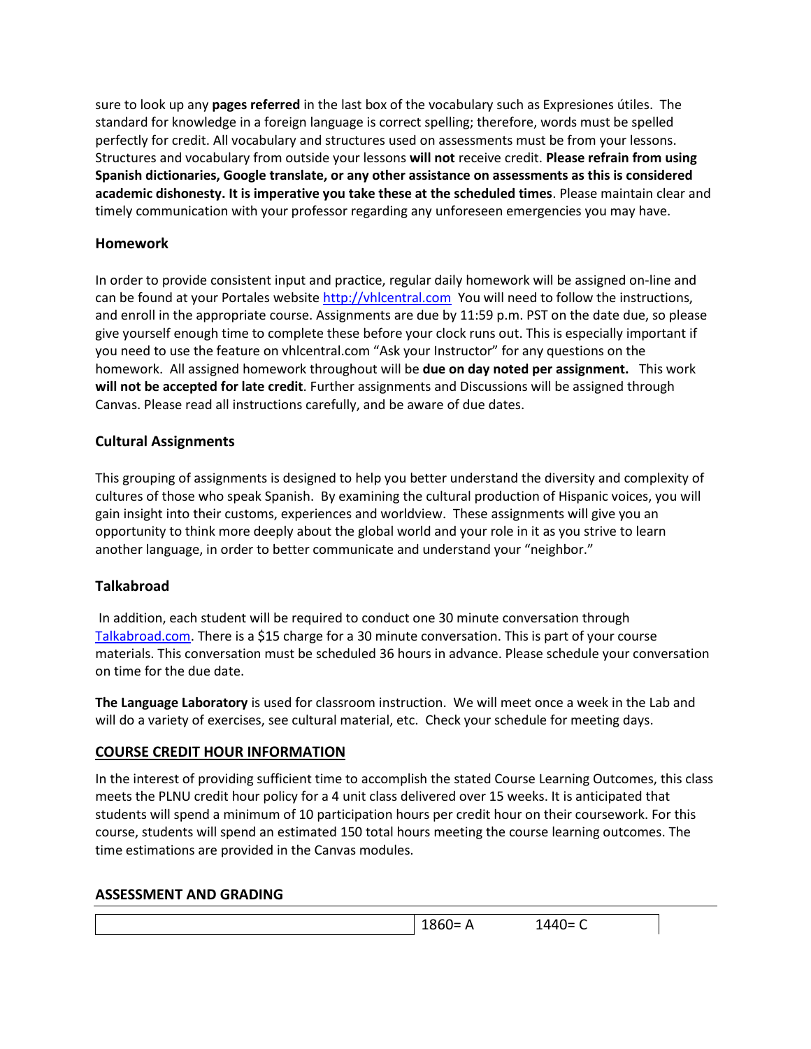sure to look up any **pages referred** in the last box of the vocabulary such as Expresiones útiles. The standard for knowledge in a foreign language is correct spelling; therefore, words must be spelled perfectly for credit. All vocabulary and structures used on assessments must be from your lessons. Structures and vocabulary from outside your lessons **will not** receive credit. **Please refrain from using Spanish dictionaries, Google translate, or any other assistance on assessments as this is considered academic dishonesty. It is imperative you take these at the scheduled times**. Please maintain clear and timely communication with your professor regarding any unforeseen emergencies you may have.

### Homework

In order to provide consistent input and practice, regular daily homework will be assigned on-line and can be found at your Portales website [http://vhlcentral.com](http://vhlcentral.com) You will need to follow the instructions, and enroll in the appropriate course. Assignments are due by 11:59 p.m. PST on the date due, so please give yourself enough time to complete these before your clock runs out. This is especially important if you need to use the feature on vhlcentral.com "Ask your Instructor" for any questions on the homework. All assigned homework throughout will be **due on day noted per assignment.** This work **will not be accepted for late credit**. Further assignments and Discussions will be assigned through Canvas. Please read all instructions carefully, and be aware of due dates.

### Cultural Assignments

This grouping of assignments is designed to help you better understand the diversity and complexity of cultures of those who speak Spanish. By examining the cultural production of Hispanic voices, you will gain insight into their customs, experiences and worldview. These assignments will give you an opportunity to think more deeply about the global world and your role in it as you strive to learn another language, in order to better communicate and understand your "neighbor."

### Talkabroad

In addition, each student will be required to conduct one 30 minute conversation through [Talkabroad.com](Talkabroad.com). There is a $15 charge for a 30 minute conversation. This is part of your course materials. This conversation must be scheduled 36 hours in advance. Please schedule your conversation on time for the due date.

**The Language Laboratory** is used for classroom instruction. We will meet once a week in the Lab and will do a variety of exercises, see cultural material, etc. Check your schedule for meeting days.

## COURSE CREDIT HOUR INFORMATION

In the interest of providing sufficient time to accomplish the stated Course Learning Outcomes, this class meets the PLNU credit hour policy for a 4 unit class delivered over 15 weeks. It is anticipated that students will spend a minimum of 10 participation hours per credit hour on their coursework. For this course, students will spend an estimated 150 total hours meeting the course learning outcomes. The time estimations are provided in the Canvas modules.

## ASSESSMENT AND GRADING

| | | |
|---|---|---|
| | 1860= A | 1440= C |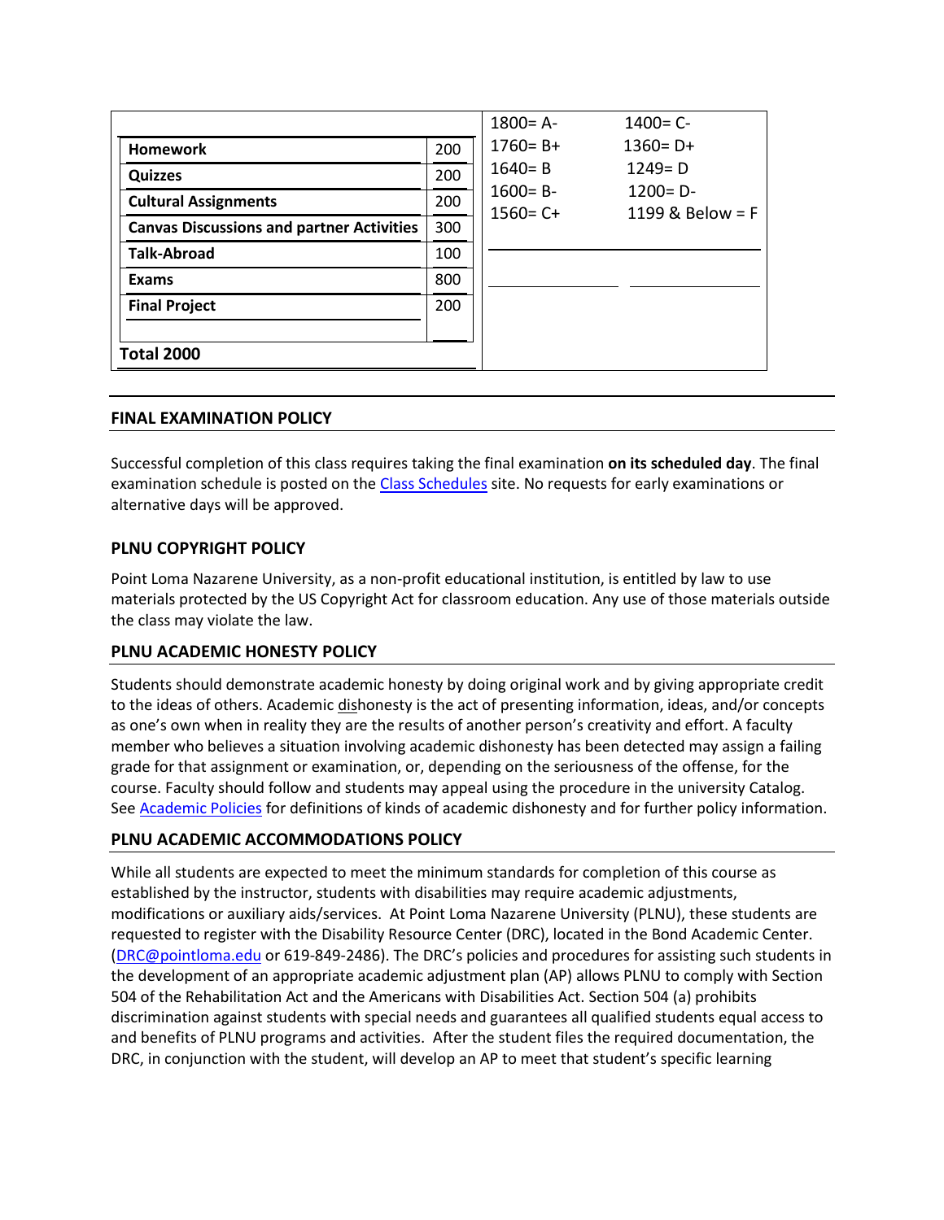| | |
|---|---|
| **Homework** | 200 |
| **Quizzes** | 200 |
| **Cultural Assignments** | 200 |
| **Canvas Discussions and partner Activities** | 300 |
| **Talk-Abroad** | 100 |
| **Exams** | 800 |
| **Final Project** | 200 |
| **Total 2000** | |

| | |
|---|---|
| 1800= A- | 1400= C- |
| 1760= B+ | 1360= D+ |
| 1640= B | 1249= D |
| 1600= B- | 1200= D- |
| 1560= C+ | 1199 & Below = F |

## FINAL EXAMINATION POLICY

Successful completion of this class requires taking the final examination **on its scheduled day**. The final examination schedule is posted on the [Class Schedules](#) site. No requests for early examinations or alternative days will be approved.

## PLNU COPYRIGHT POLICY

Point Loma Nazarene University, as a non-profit educational institution, is entitled by law to use materials protected by the US Copyright Act for classroom education. Any use of those materials outside the class may violate the law.

## PLNU ACADEMIC HONESTY POLICY

Students should demonstrate academic honesty by doing original work and by giving appropriate credit to the ideas of others. Academic dishonesty is the act of presenting information, ideas, and/or concepts as one's own when in reality they are the results of another person's creativity and effort. A faculty member who believes a situation involving academic dishonesty has been detected may assign a failing grade for that assignment or examination, or, depending on the seriousness of the offense, for the course. Faculty should follow and students may appeal using the procedure in the university Catalog. See [Academic Policies](#) for definitions of kinds of academic dishonesty and for further policy information.

## PLNU ACADEMIC ACCOMMODATIONS POLICY

While all students are expected to meet the minimum standards for completion of this course as established by the instructor, students with disabilities may require academic adjustments, modifications or auxiliary aids/services. At Point Loma Nazarene University (PLNU), these students are requested to register with the Disability Resource Center (DRC), located in the Bond Academic Center. (DRC@pointloma.edu or 619-849-2486). The DRC's policies and procedures for assisting such students in the development of an appropriate academic adjustment plan (AP) allows PLNU to comply with Section 504 of the Rehabilitation Act and the Americans with Disabilities Act. Section 504 (a) prohibits discrimination against students with special needs and guarantees all qualified students equal access to and benefits of PLNU programs and activities. After the student files the required documentation, the DRC, in conjunction with the student, will develop an AP to meet that student's specific learning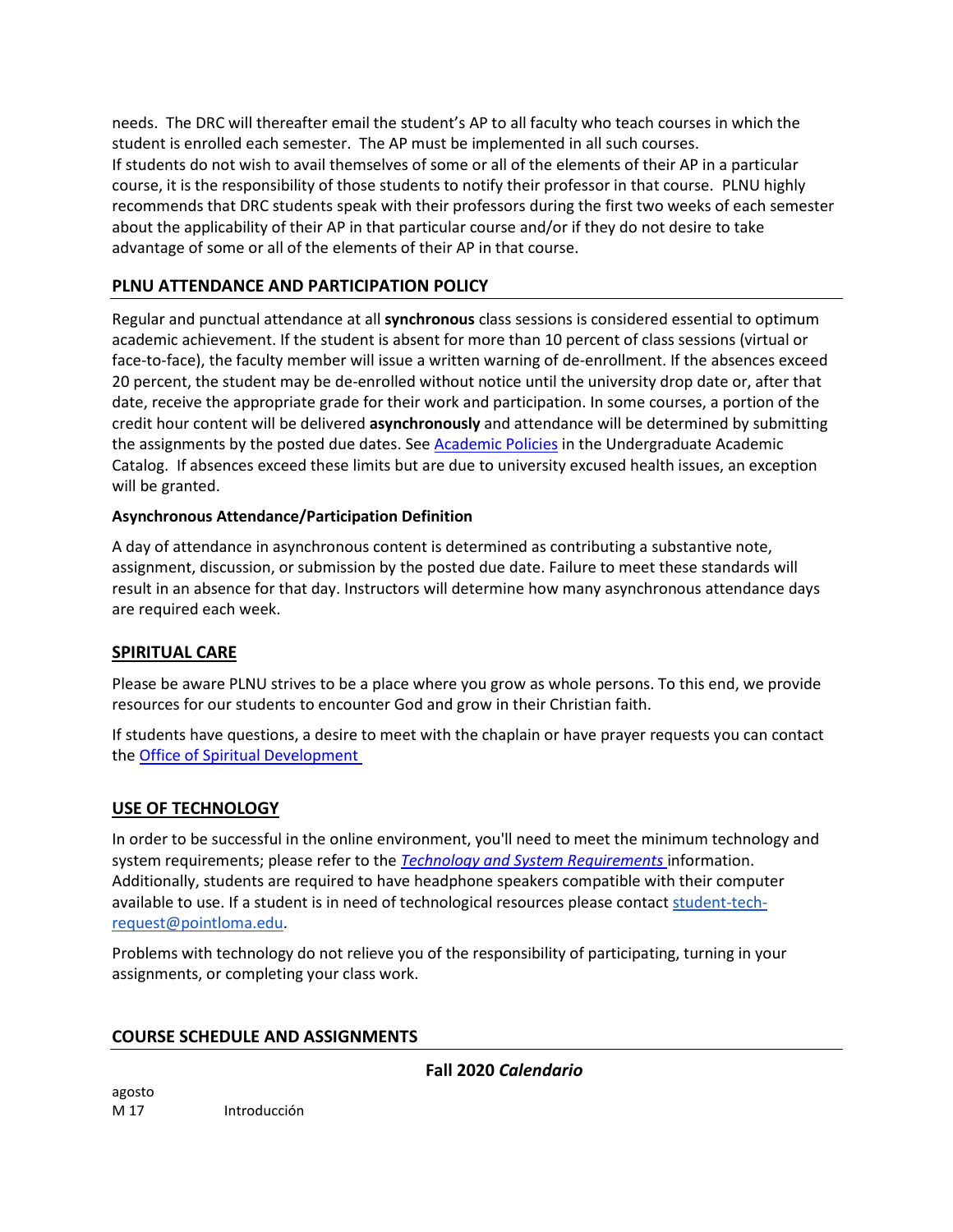needs. The DRC will thereafter email the student's AP to all faculty who teach courses in which the student is enrolled each semester. The AP must be implemented in all such courses.
If students do not wish to avail themselves of some or all of the elements of their AP in a particular course, it is the responsibility of those students to notify their professor in that course. PLNU highly recommends that DRC students speak with their professors during the first two weeks of each semester about the applicability of their AP in that particular course and/or if they do not desire to take advantage of some or all of the elements of their AP in that course.

## PLNU ATTENDANCE AND PARTICIPATION POLICY

Regular and punctual attendance at all **synchronous** class sessions is considered essential to optimum academic achievement. If the student is absent for more than 10 percent of class sessions (virtual or face-to-face), the faculty member will issue a written warning of de-enrollment. If the absences exceed 20 percent, the student may be de-enrolled without notice until the university drop date or, after that date, receive the appropriate grade for their work and participation. In some courses, a portion of the credit hour content will be delivered **asynchronously** and attendance will be determined by submitting the assignments by the posted due dates. See Academic Policies in the Undergraduate Academic Catalog. If absences exceed these limits but are due to university excused health issues, an exception will be granted.

### Asynchronous Attendance/Participation Definition

A day of attendance in asynchronous content is determined as contributing a substantive note, assignment, discussion, or submission by the posted due date. Failure to meet these standards will result in an absence for that day. Instructors will determine how many asynchronous attendance days are required each week.

## SPIRITUAL CARE

Please be aware PLNU strives to be a place where you grow as whole persons. To this end, we provide resources for our students to encounter God and grow in their Christian faith.

If students have questions, a desire to meet with the chaplain or have prayer requests you can contact the Office of Spiritual Development

## USE OF TECHNOLOGY

In order to be successful in the online environment, you'll need to meet the minimum technology and system requirements; please refer to the *Technology and System Requirements* information. Additionally, students are required to have headphone speakers compatible with their computer available to use. If a student is in need of technological resources please contact student-tech-request@pointloma.edu.

Problems with technology do not relieve you of the responsibility of participating, turning in your assignments, or completing your class work.

## COURSE SCHEDULE AND ASSIGNMENTS

**Fall 2020 *Calendario***

agosto
M 17 Introducción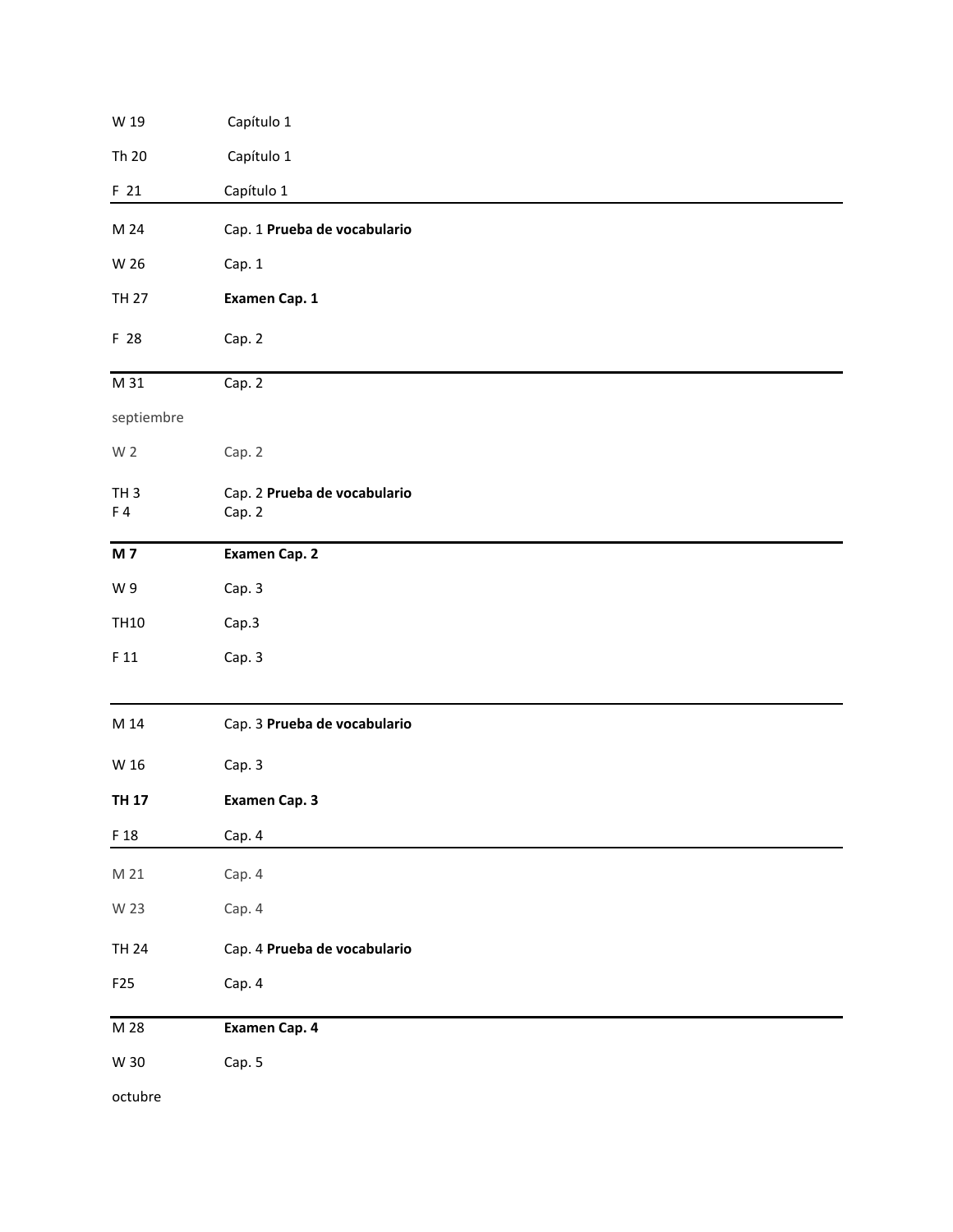| | |
|---|---|
| W 19 | Capítulo 1 |
| Th 20 | Capítulo 1 |
| F 21 | Capítulo 1 |
| M 24 | Cap. 1 **Prueba de vocabulario** |
| W 26 | Cap. 1 |
| TH 27 | **Examen Cap. 1** |
| F 28 | Cap. 2 |
| M 31 | Cap. 2 |
| septiembre | |
| W 2 | Cap. 2 |
| TH 3 | Cap. 2 **Prueba de vocabulario** |
| F 4 | Cap. 2 |
| **M 7** | **Examen Cap. 2** |
| W 9 | Cap. 3 |
| TH10 | Cap.3 |
| F 11 | Cap. 3 |
| M 14 | Cap. 3 **Prueba de vocabulario** |
| W 16 | Cap. 3 |
| **TH 17** | **Examen Cap. 3** |
| F 18 | Cap. 4 |
| M 21 | Cap. 4 |
| W 23 | Cap. 4 |
| TH 24 | Cap. 4 **Prueba de vocabulario** |
| F25 | Cap. 4 |
| M 28 | **Examen Cap. 4** |
| W 30 | Cap. 5 |
| octubre | |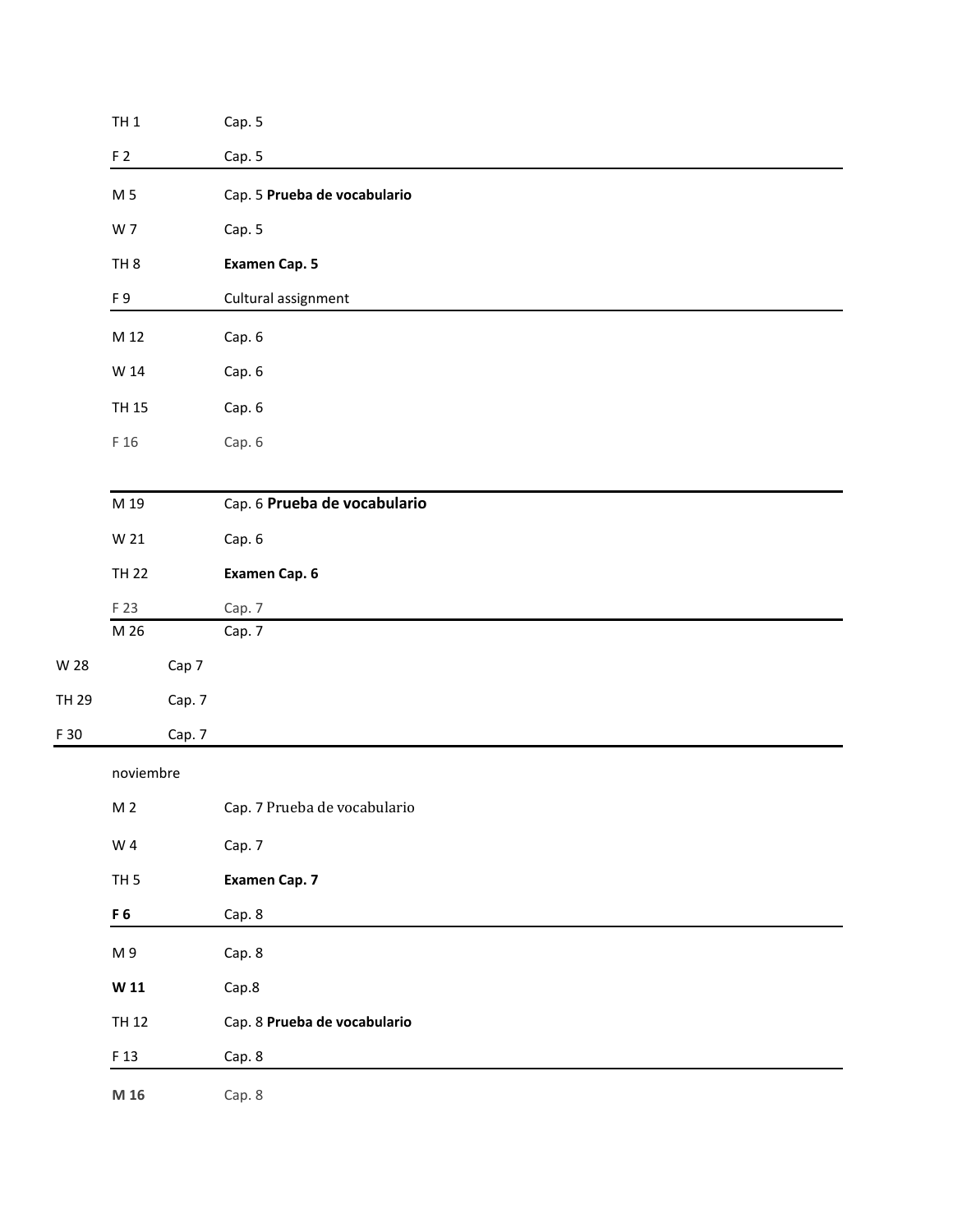| | |
|---|---|
| TH 1 | Cap. 5 |
| F 2 | Cap. 5 |
| M 5 | Cap. 5 **Prueba de vocabulario** |
| W 7 | Cap. 5 |
| TH 8 | **Examen Cap. 5** |
| F 9 | Cultural assignment |
| M 12 | Cap. 6 |
| W 14 | Cap. 6 |
| TH 15 | Cap. 6 |
| F 16 | Cap. 6 |
| M 19 | Cap. 6 **Prueba de vocabulario** |
| W 21 | Cap. 6 |
| TH 22 | **Examen Cap. 6** |
| F 23 | Cap. 7 |
| M 26 | Cap. 7 |
| W 28 | Cap 7 |
| TH 29 | Cap. 7 |
| F 30 | Cap. 7 |

noviembre

| | |
|---|---|
| M 2 | Cap. 7 Prueba de vocabulario |
| W 4 | Cap. 7 |
| TH 5 | **Examen Cap. 7** |
| **F 6** | Cap. 8 |
| M 9 | Cap. 8 |
| **W 11** | Cap.8 |
| TH 12 | Cap. 8 **Prueba de vocabulario** |
| F 13 | Cap. 8 |
| **M 16** | Cap. 8 |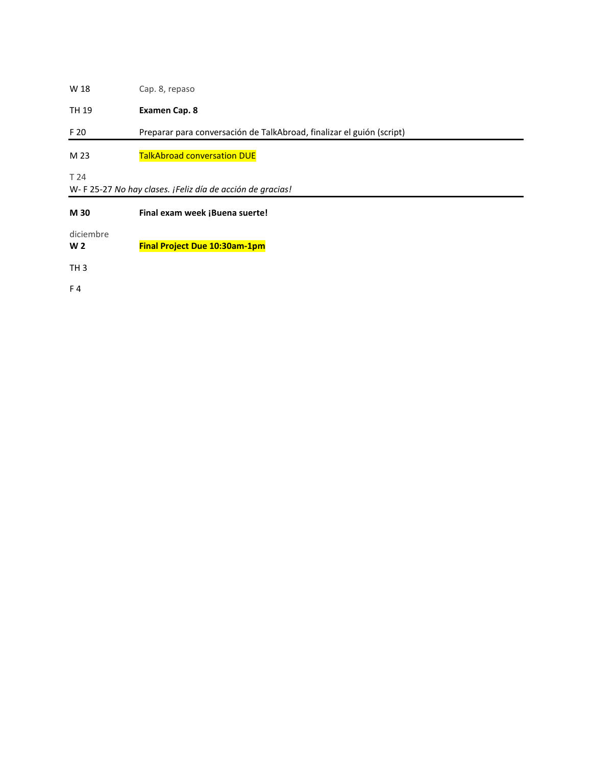| | |
|---|---|
| W 18 | Cap. 8, repaso |
| TH 19 | **Examen Cap. 8** |
| F 20 | Preparar para conversación de TalkAbroad, finalizar el guión (script) |
| M 23 | TalkAbroad conversation DUE |
| T 24 | |

W- F 25-27 *No hay clases. ¡Feliz día de acción de gracias!*

| | |
|---|---|
| **M 30** | **Final exam week ¡Buena suerte!** |
| diciembre | |
| **W 2** | **Final Project Due 10:30am-1pm** |
| TH 3 | |
| F 4 | |